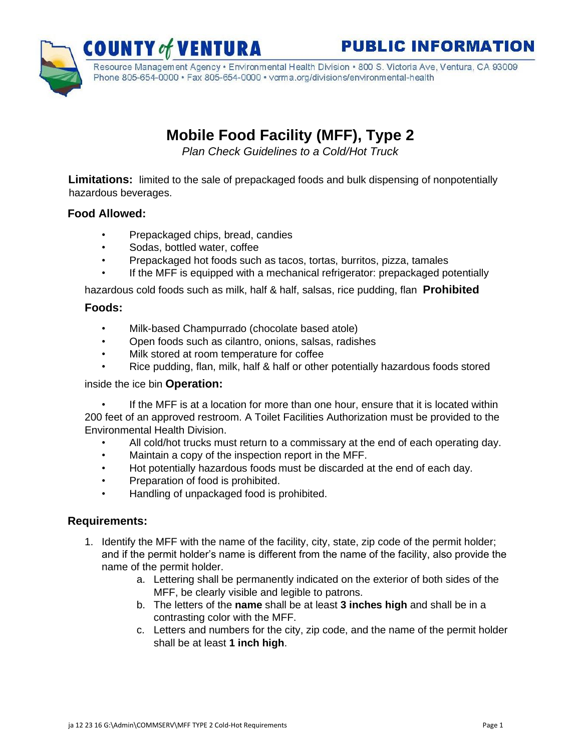**COUNTY of VENTURA** — **PUBLIC INFORMATION**

Resource Management Agency • Environmental Health Division • 800 S. Victoria Ave, Ventura, CA 93009
Phone 805-654-0000 • Fax 805-654-0000 • vcrma.org/divisions/environmental-health

# Mobile Food Facility (MFF), Type 2

*Plan Check Guidelines to a Cold/Hot Truck*

**Limitations:** limited to the sale of prepackaged foods and bulk dispensing of nonpotentially hazardous beverages.

### Food Allowed:

- Prepackaged chips, bread, candies
- Sodas, bottled water, coffee
- Prepackaged hot foods such as tacos, tortas, burritos, pizza, tamales
- If the MFF is equipped with a mechanical refrigerator: prepackaged potentially hazardous cold foods such as milk, half & half, salsas, rice pudding, flan

### Prohibited Foods:

- Milk-based Champurrado (chocolate based atole)
- Open foods such as cilantro, onions, salsas, radishes
- Milk stored at room temperature for coffee
- Rice pudding, flan, milk, half & half or other potentially hazardous foods stored inside the ice bin

### Operation:

- If the MFF is at a location for more than one hour, ensure that it is located within 200 feet of an approved restroom. A Toilet Facilities Authorization must be provided to the Environmental Health Division.
- All cold/hot trucks must return to a commissary at the end of each operating day.
- Maintain a copy of the inspection report in the MFF.
- Hot potentially hazardous foods must be discarded at the end of each day.
- Preparation of food is prohibited.
- Handling of unpackaged food is prohibited.

### Requirements:

1. Identify the MFF with the name of the facility, city, state, zip code of the permit holder; and if the permit holder's name is different from the name of the facility, also provide the name of the permit holder.
   a. Lettering shall be permanently indicated on the exterior of both sides of the MFF, be clearly visible and legible to patrons.
   b. The letters of the **name** shall be at least **3 inches high** and shall be in a contrasting color with the MFF.
   c. Letters and numbers for the city, zip code, and the name of the permit holder shall be at least **1 inch high**.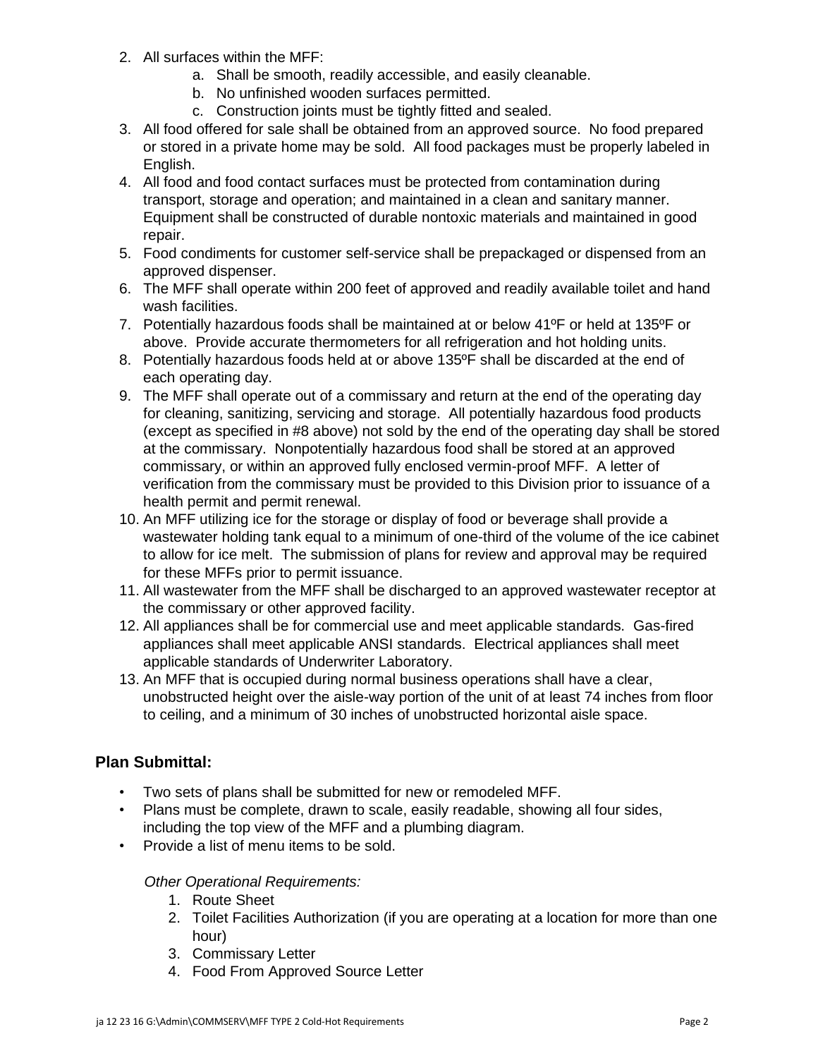2. All surfaces within the MFF:
    a. Shall be smooth, readily accessible, and easily cleanable.
    b. No unfinished wooden surfaces permitted.
    c. Construction joints must be tightly fitted and sealed.
3. All food offered for sale shall be obtained from an approved source. No food prepared or stored in a private home may be sold. All food packages must be properly labeled in English.
4. All food and food contact surfaces must be protected from contamination during transport, storage and operation; and maintained in a clean and sanitary manner. Equipment shall be constructed of durable nontoxic materials and maintained in good repair.
5. Food condiments for customer self-service shall be prepackaged or dispensed from an approved dispenser.
6. The MFF shall operate within 200 feet of approved and readily available toilet and hand wash facilities.
7. Potentially hazardous foods shall be maintained at or below 41ºF or held at 135ºF or above. Provide accurate thermometers for all refrigeration and hot holding units.
8. Potentially hazardous foods held at or above 135ºF shall be discarded at the end of each operating day.
9. The MFF shall operate out of a commissary and return at the end of the operating day for cleaning, sanitizing, servicing and storage. All potentially hazardous food products (except as specified in #8 above) not sold by the end of the operating day shall be stored at the commissary. Nonpotentially hazardous food shall be stored at an approved commissary, or within an approved fully enclosed vermin-proof MFF. A letter of verification from the commissary must be provided to this Division prior to issuance of a health permit and permit renewal.
10. An MFF utilizing ice for the storage or display of food or beverage shall provide a wastewater holding tank equal to a minimum of one-third of the volume of the ice cabinet to allow for ice melt. The submission of plans for review and approval may be required for these MFFs prior to permit issuance.
11. All wastewater from the MFF shall be discharged to an approved wastewater receptor at the commissary or other approved facility.
12. All appliances shall be for commercial use and meet applicable standards. Gas-fired appliances shall meet applicable ANSI standards. Electrical appliances shall meet applicable standards of Underwriter Laboratory.
13. An MFF that is occupied during normal business operations shall have a clear, unobstructed height over the aisle-way portion of the unit of at least 74 inches from floor to ceiling, and a minimum of 30 inches of unobstructed horizontal aisle space.

## Plan Submittal:

- Two sets of plans shall be submitted for new or remodeled MFF.
- Plans must be complete, drawn to scale, easily readable, showing all four sides, including the top view of the MFF and a plumbing diagram.
- Provide a list of menu items to be sold.

*Other Operational Requirements:*

1. Route Sheet
2. Toilet Facilities Authorization (if you are operating at a location for more than one hour)
3. Commissary Letter
4. Food From Approved Source Letter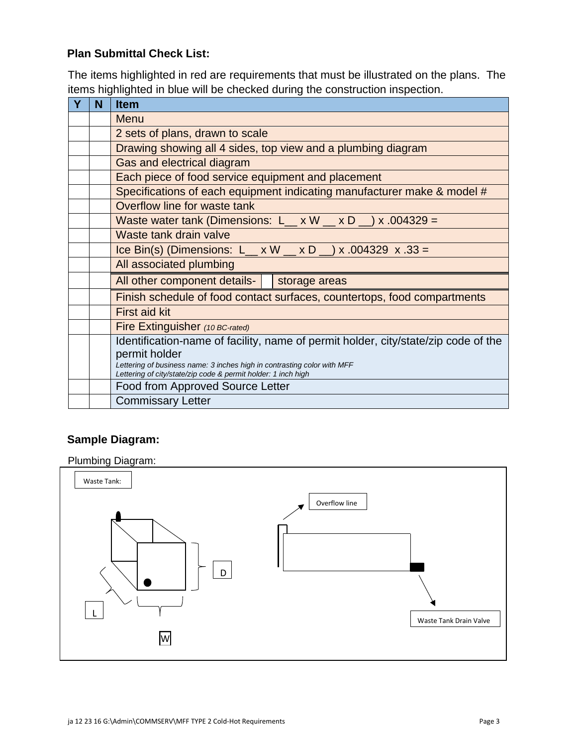**Plan Submittal Check List:**

The items highlighted in red are requirements that must be illustrated on the plans. The items highlighted in blue will be checked during the construction inspection.

| Y | N | Item |
|---|---|---|
| | | Menu |
| | | 2 sets of plans, drawn to scale |
| | | Drawing showing all 4 sides, top view and a plumbing diagram |
| | | Gas and electrical diagram |
| | | Each piece of food service equipment and placement |
| | | Specifications of each equipment indicating manufacturer make & model # |
| | | Overflow line for waste tank |
| | | Waste water tank (Dimensions: L__ x W __ x D __) x .004329 = |
| | | Waste tank drain valve |
| | | Ice Bin(s) (Dimensions: L__ x W __ x D __) x .004329 x .33 = |
| | | All associated plumbing |
| | | All other component details- ☐ storage areas |
| | | Finish schedule of food contact surfaces, countertops, food compartments |
| | | First aid kit |
| | | Fire Extinguisher *(10 BC-rated)* |
| | | Identification-name of facility, name of permit holder, city/state/zip code of the permit holder *Lettering of business name: 3 inches high in contrasting color with MFF* *Lettering of city/state/zip code & permit holder: 1 inch high* |
| | | Food from Approved Source Letter |
| | | Commissary Letter |

**Sample Diagram:**

Plumbing Diagram:

Waste Tank:

D

L

W

Overflow line

Waste Tank Drain Valve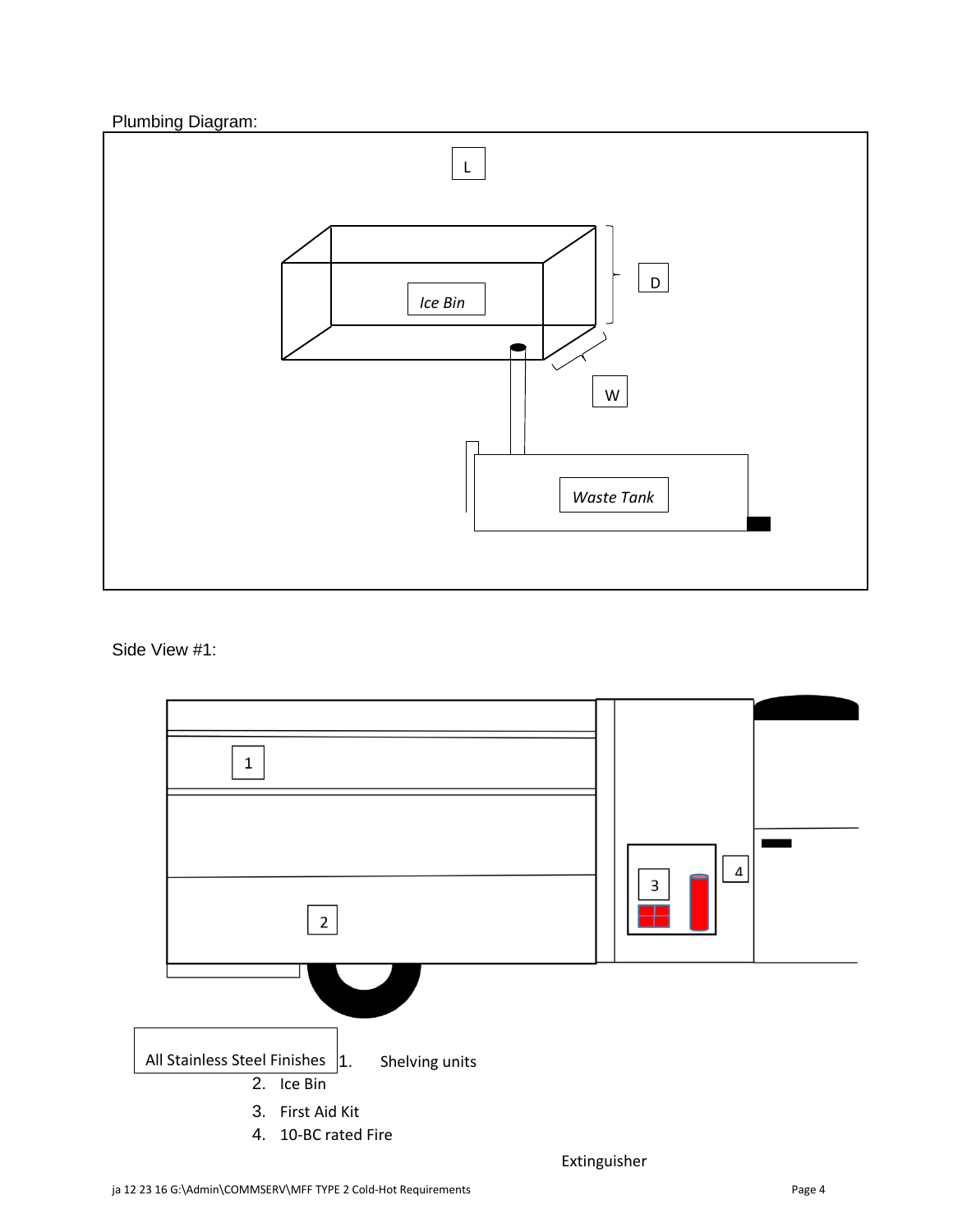Plumbing Diagram:

L

D

Ice Bin

W

Waste Tank

Side View #1:

1

2

3

4

All Stainless Steel Finishes

1. Shelving units
2. Ice Bin
3. First Aid Kit
4. 10-BC rated Fire Extinguisher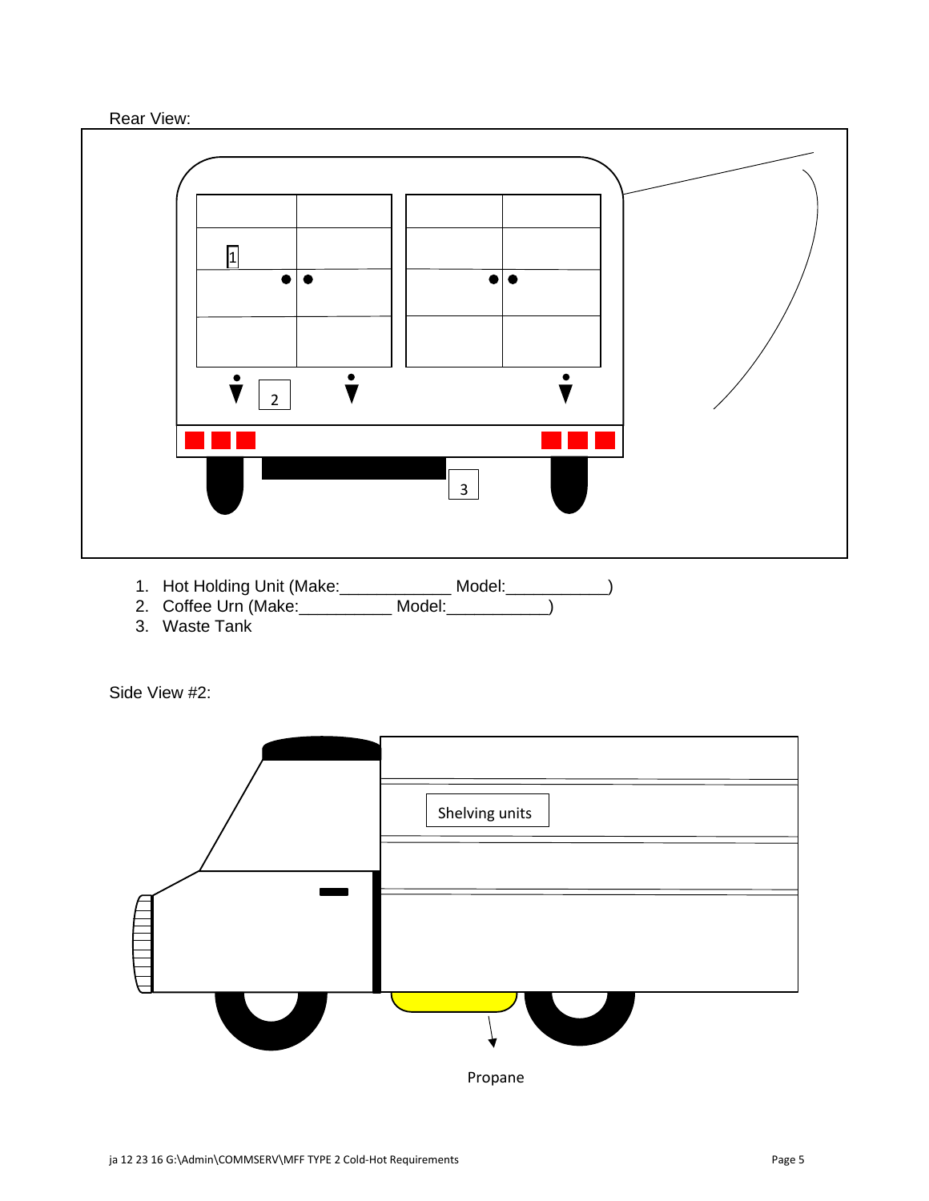Rear View:

1
2
3

1. Hot Holding Unit (Make:____________ Model:___________)
2. Coffee Urn (Make:__________ Model:___________)
3. Waste Tank

Side View #2:

Shelving units

Propane